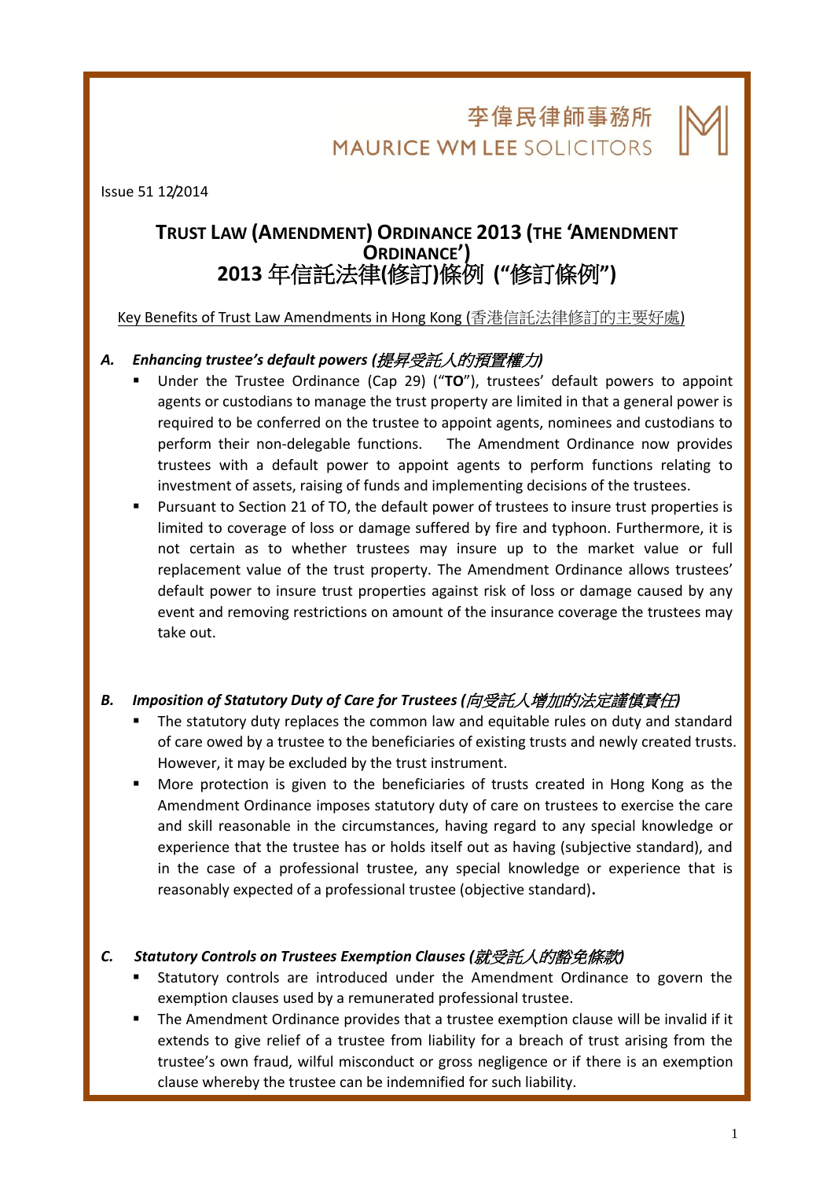李偉民律師事務所
MAURICE WM LEE SOLICITORS

Issue 51 12/2014

# TRUST LAW (AMENDMENT) ORDINANCE 2013 (THE 'AMENDMENT ORDINANCE')
# 2013 年信託法律(修訂)條例 ("修訂條例")

Key Benefits of Trust Law Amendments in Hong Kong (香港信託法律修訂的主要好處)

### A. *Enhancing trustee's default powers (提昇受託人的預置權力)*

- Under the Trustee Ordinance (Cap 29) ("**TO**"), trustees' default powers to appoint agents or custodians to manage the trust property are limited in that a general power is required to be conferred on the trustee to appoint agents, nominees and custodians to perform their non-delegable functions. The Amendment Ordinance now provides trustees with a default power to appoint agents to perform functions relating to investment of assets, raising of funds and implementing decisions of the trustees.
- Pursuant to Section 21 of TO, the default power of trustees to insure trust properties is limited to coverage of loss or damage suffered by fire and typhoon. Furthermore, it is not certain as to whether trustees may insure up to the market value or full replacement value of the trust property. The Amendment Ordinance allows trustees' default power to insure trust properties against risk of loss or damage caused by any event and removing restrictions on amount of the insurance coverage the trustees may take out.

### B. *Imposition of Statutory Duty of Care for Trustees (向受託人增加的法定謹慎責任)*

- The statutory duty replaces the common law and equitable rules on duty and standard of care owed by a trustee to the beneficiaries of existing trusts and newly created trusts. However, it may be excluded by the trust instrument.
- More protection is given to the beneficiaries of trusts created in Hong Kong as the Amendment Ordinance imposes statutory duty of care on trustees to exercise the care and skill reasonable in the circumstances, having regard to any special knowledge or experience that the trustee has or holds itself out as having (subjective standard), and in the case of a professional trustee, any special knowledge or experience that is reasonably expected of a professional trustee (objective standard).

### C. *Statutory Controls on Trustees Exemption Clauses (就受託人的豁免條款)*

- Statutory controls are introduced under the Amendment Ordinance to govern the exemption clauses used by a remunerated professional trustee.
- The Amendment Ordinance provides that a trustee exemption clause will be invalid if it extends to give relief of a trustee from liability for a breach of trust arising from the trustee's own fraud, wilful misconduct or gross negligence or if there is an exemption clause whereby the trustee can be indemnified for such liability.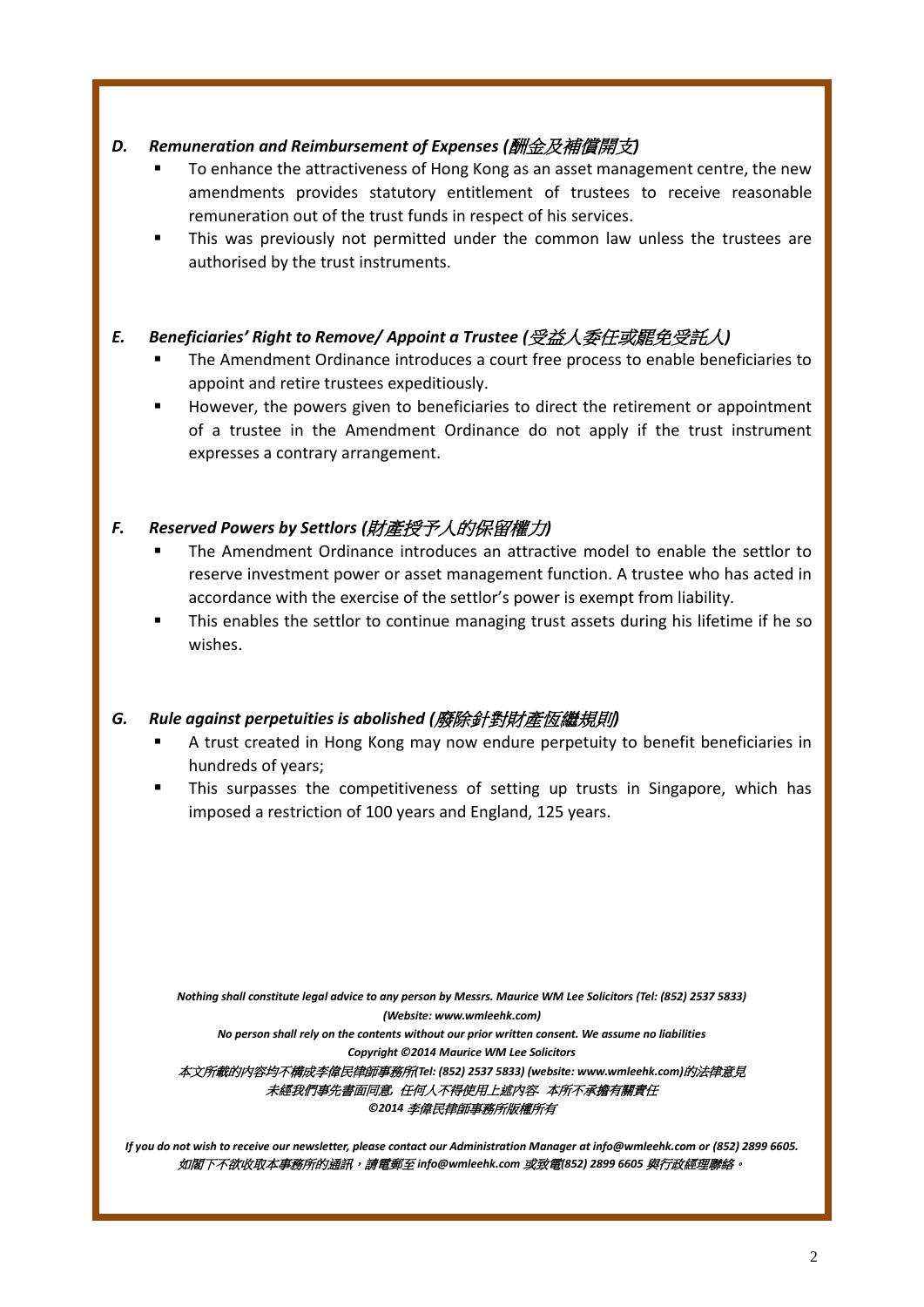### D. *Remuneration and Reimbursement of Expenses (酬金及補償開支)*

- To enhance the attractiveness of Hong Kong as an asset management centre, the new amendments provides statutory entitlement of trustees to receive reasonable remuneration out of the trust funds in respect of his services.
- This was previously not permitted under the common law unless the trustees are authorised by the trust instruments.

### E. *Beneficiaries' Right to Remove/ Appoint a Trustee (受益人委任或罷免受託人)*

- The Amendment Ordinance introduces a court free process to enable beneficiaries to appoint and retire trustees expeditiously.
- However, the powers given to beneficiaries to direct the retirement or appointment of a trustee in the Amendment Ordinance do not apply if the trust instrument expresses a contrary arrangement.

### F. *Reserved Powers by Settlors (財產授予人的保留權力)*

- The Amendment Ordinance introduces an attractive model to enable the settlor to reserve investment power or asset management function. A trustee who has acted in accordance with the exercise of the settlor's power is exempt from liability.
- This enables the settlor to continue managing trust assets during his lifetime if he so wishes.

### G. *Rule against perpetuities is abolished (廢除針對財產恆繼規則)*

- A trust created in Hong Kong may now endure perpetuity to benefit beneficiaries in hundreds of years;
- This surpasses the competitiveness of setting up trusts in Singapore, which has imposed a restriction of 100 years and England, 125 years.

***Nothing shall constitute legal advice to any person by Messrs. Maurice WM Lee Solicitors (Tel: (852) 2537 5833) (Website: www.wmleehk.com)***
***No person shall rely on the contents without our prior written consent. We assume no liabilities***
***Copyright ©2014 Maurice WM Lee Solicitors***
***本文所載的內容均不構成李偉民律師事務所(Tel: (852) 2537 5833) (website: www.wmleehk.com)的法律意見***
***未經我們事先書面同意，任何人不得使用上述內容. 本所不承擔有關責任***
***©2014 李偉民律師事務所版權所有***

***If you do not wish to receive our newsletter, please contact our Administration Manager at info@wmleehk.com or (852) 2899 6605.***
***如閣下不欲收取本事務所的通訊，請電郵至 info@wmleehk.com 或致電(852) 2899 6605 與行政經理聯絡。***